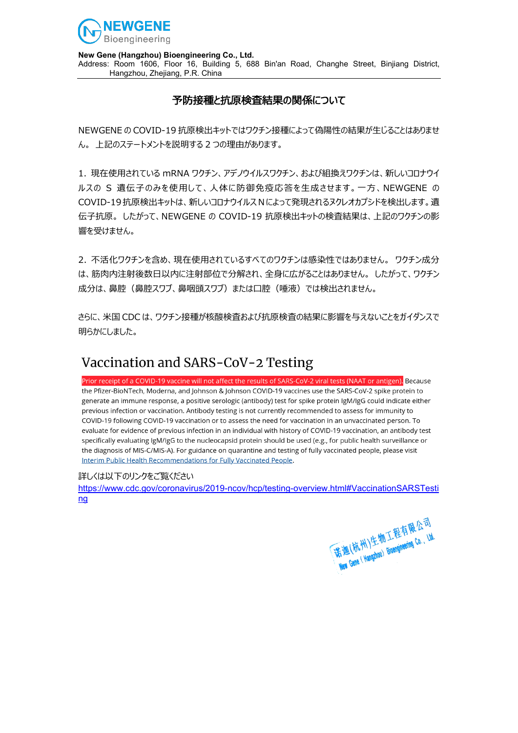**NEWGENE**
Bioengineering

**New Gene (Hangzhou) Bioengineering Co., Ltd.**
Address: Room 1606, Floor 16, Building 5, 688 Bin'an Road, Changhe Street, Binjiang District, Hangzhou, Zhejiang, P.R. China

## 予防接種と抗原検査結果の関係について

NEWGENE の COVID-19 抗原検出キットではワクチン接種によって偽陽性の結果が生じることはありません。 上記のステートメントを説明する 2 つの理由があります。

1．現在使用されている mRNA ワクチン、アデノウイルスワクチン、および組換えワクチンは、新しいコロナウイルスの S 遺伝子のみを使用して、人体に防御免疫応答を生成させます。一方、NEWGENE の COVID-19 抗原検出キットは、新しいコロナウイルス N によって発現されるヌクレオカプシドを検出します。遺伝子抗原。 したがって、NEWGENE の COVID-19 抗原検出キットの検査結果は、上記のワクチンの影響を受けません。

2．不活化ワクチンを含め、現在使用されているすべてのワクチンは感染性ではありません。 ワクチン成分は、筋肉内注射後数日以内に注射部位で分解され、全身に広がることはありません。 したがって、ワクチン成分は、鼻腔（鼻腔スワブ、鼻咽頭スワブ）または口腔（唾液）では検出されません。

さらに、米国 CDC は、ワクチン接種が核酸検査および抗原検査の結果に影響を与えないことをガイダンスで明らかにしました。

## Vaccination and SARS-CoV-2 Testing

Prior receipt of a COVID-19 vaccine will not affect the results of SARS-CoV-2 viral tests (NAAT or antigen). Because the Pfizer-BioNTech, Moderna, and Johnson & Johnson COVID-19 vaccines use the SARS-CoV-2 spike protein to generate an immune response, a positive serologic (antibody) test for spike protein IgM/IgG could indicate either previous infection or vaccination. Antibody testing is not currently recommended to assess for immunity to COVID-19 following COVID-19 vaccination or to assess the need for vaccination in an unvaccinated person. To evaluate for evidence of previous infection in an individual with history of COVID-19 vaccination, an antibody test specifically evaluating IgM/IgG to the nucleocapsid protein should be used (e.g., for public health surveillance or the diagnosis of MIS-C/MIS-A). For guidance on quarantine and testing of fully vaccinated people, please visit Interim Public Health Recommendations for Fully Vaccinated People.

詳しくは以下のリンクをご覧ください
https://www.cdc.gov/coronavirus/2019-ncov/hcp/testing-overview.html#VaccinationSARSTesting

诺迦(杭州)生物工程有限公司
New Gene (Hangzhou) Bioengineering Co., Ltd.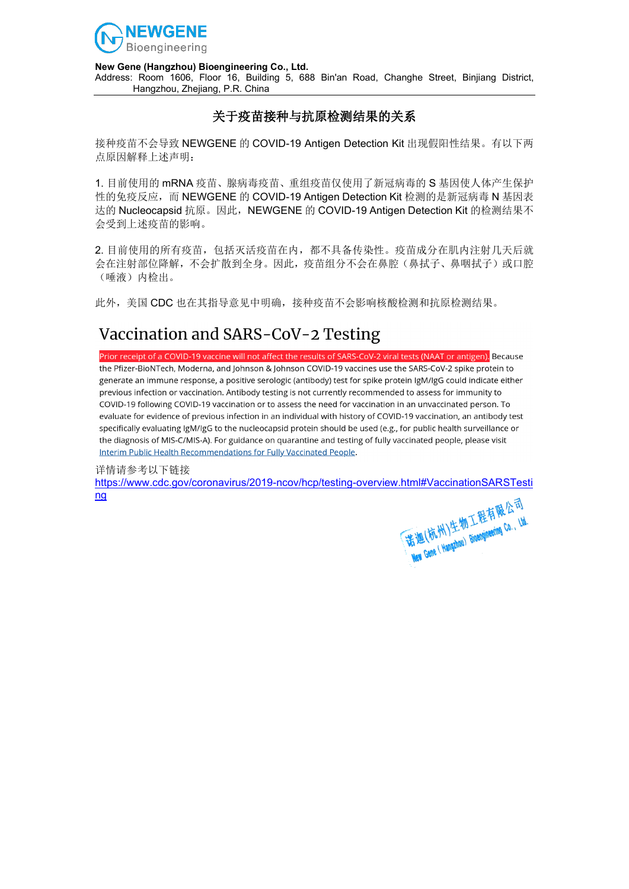**New Gene (Hangzhou) Bioengineering Co., Ltd.**
Address: Room 1606, Floor 16, Building 5, 688 Bin'an Road, Changhe Street, Binjiang District, Hangzhou, Zhejiang, P.R. China

## 关于疫苗接种与抗原检测结果的关系

接种疫苗不会导致 NEWGENE 的 COVID-19 Antigen Detection Kit 出现假阳性结果。有以下两点原因解释上述声明：

1. 目前使用的 mRNA 疫苗、腺病毒疫苗、重组疫苗仅使用了新冠病毒的 S 基因使人体产生保护性的免疫反应，而 NEWGENE 的 COVID-19 Antigen Detection Kit 检测的是新冠病毒 N 基因表达的 Nucleocapsid 抗原。因此，NEWGENE 的 COVID-19 Antigen Detection Kit 的检测结果不会受到上述疫苗的影响。

2. 目前使用的所有疫苗，包括灭活疫苗在内，都不具备传染性。疫苗成分在肌内注射几天后就会在注射部位降解，不会扩散到全身。因此，疫苗组分不会在鼻腔（鼻拭子、鼻咽拭子）或口腔（唾液）内检出。

此外，美国 CDC 也在其指导意见中明确，接种疫苗不会影响核酸检测和抗原检测结果。

## Vaccination and SARS-CoV-2 Testing

Prior receipt of a COVID-19 vaccine will not affect the results of SARS-CoV-2 viral tests (NAAT or antigen). Because the Pfizer-BioNTech, Moderna, and Johnson & Johnson COVID-19 vaccines use the SARS-CoV-2 spike protein to generate an immune response, a positive serologic (antibody) test for spike protein IgM/IgG could indicate either previous infection or vaccination. Antibody testing is not currently recommended to assess for immunity to COVID-19 following COVID-19 vaccination or to assess the need for vaccination in an unvaccinated person. To evaluate for evidence of previous infection in an individual with history of COVID-19 vaccination, an antibody test specifically evaluating IgM/IgG to the nucleocapsid protein should be used (e.g., for public health surveillance or the diagnosis of MIS-C/MIS-A). For guidance on quarantine and testing of fully vaccinated people, please visit Interim Public Health Recommendations for Fully Vaccinated People.

详情请参考以下链接
https://www.cdc.gov/coronavirus/2019-ncov/hcp/testing-overview.html#VaccinationSARSTesting

诺迦(杭州)生物工程有限公司
New Gene (Hangzhou) Bioengineering Co., Ltd.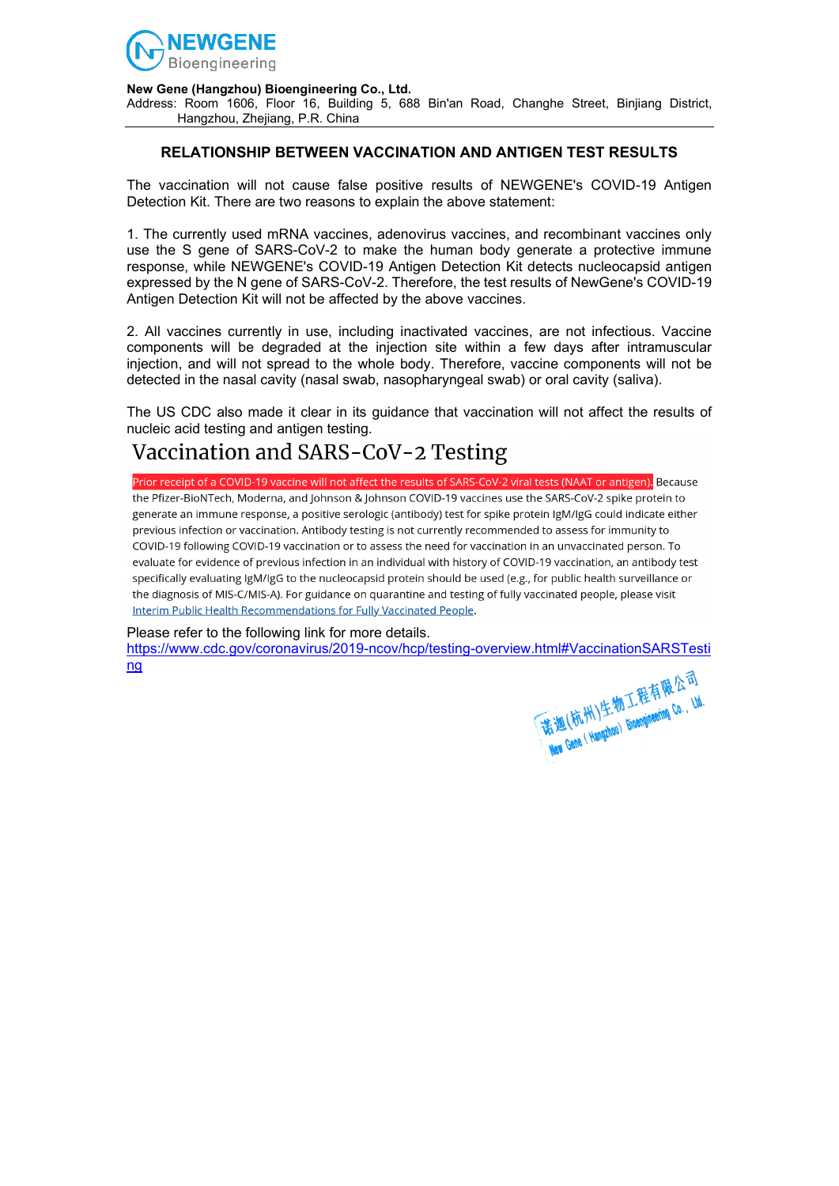**NEWGENE**
Bioengineering

**New Gene (Hangzhou) Bioengineering Co., Ltd.**
Address: Room 1606, Floor 16, Building 5, 688 Bin'an Road, Changhe Street, Binjiang District, Hangzhou, Zhejiang, P.R. China

## RELATIONSHIP BETWEEN VACCINATION AND ANTIGEN TEST RESULTS

The vaccination will not cause false positive results of NEWGENE's COVID-19 Antigen Detection Kit. There are two reasons to explain the above statement:

1. The currently used mRNA vaccines, adenovirus vaccines, and recombinant vaccines only use the S gene of SARS-CoV-2 to make the human body generate a protective immune response, while NEWGENE's COVID-19 Antigen Detection Kit detects nucleocapsid antigen expressed by the N gene of SARS-CoV-2. Therefore, the test results of NewGene's COVID-19 Antigen Detection Kit will not be affected by the above vaccines.

2. All vaccines currently in use, including inactivated vaccines, are not infectious. Vaccine components will be degraded at the injection site within a few days after intramuscular injection, and will not spread to the whole body. Therefore, vaccine components will not be detected in the nasal cavity (nasal swab, nasopharyngeal swab) or oral cavity (saliva).

The US CDC also made it clear in its guidance that vaccination will not affect the results of nucleic acid testing and antigen testing.

# Vaccination and SARS-CoV-2 Testing

Prior receipt of a COVID-19 vaccine will not affect the results of SARS-CoV-2 viral tests (NAAT or antigen). Because the Pfizer-BioNTech, Moderna, and Johnson & Johnson COVID-19 vaccines use the SARS-CoV-2 spike protein to generate an immune response, a positive serologic (antibody) test for spike protein IgM/IgG could indicate either previous infection or vaccination. Antibody testing is not currently recommended to assess for immunity to COVID-19 following COVID-19 vaccination or to assess the need for vaccination in an unvaccinated person. To evaluate for evidence of previous infection in an individual with history of COVID-19 vaccination, an antibody test specifically evaluating IgM/IgG to the nucleocapsid protein should be used (e.g., for public health surveillance or the diagnosis of MIS-C/MIS-A). For guidance on quarantine and testing of fully vaccinated people, please visit Interim Public Health Recommendations for Fully Vaccinated People.

Please refer to the following link for more details.
https://www.cdc.gov/coronavirus/2019-ncov/hcp/testing-overview.html#VaccinationSARSTesting

诺迦(杭州)生物工程有限公司
New Gene (Hangzhou) Bioengineering Co., Ltd.